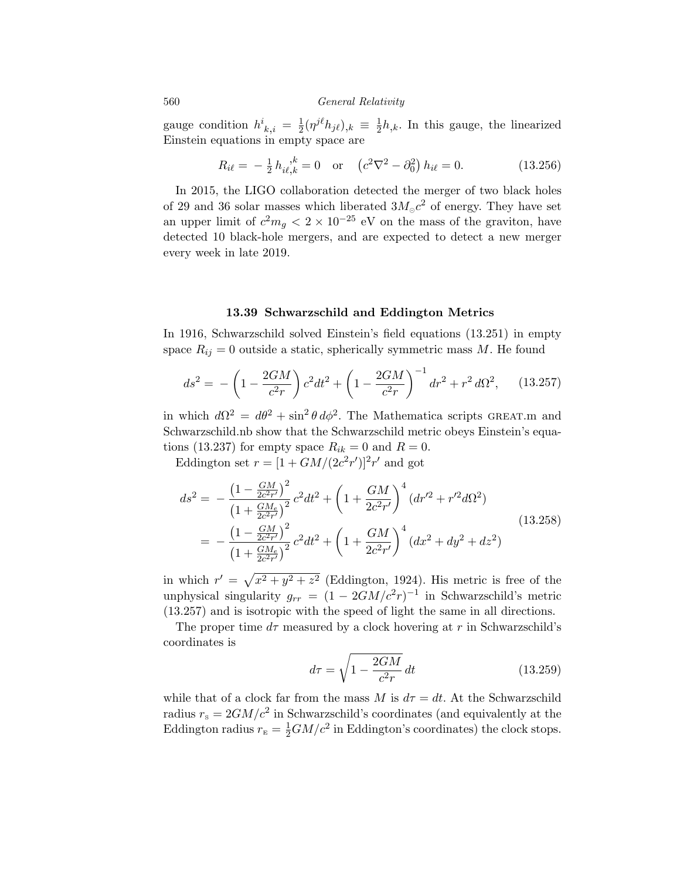gauge condition $h^i_{\ k,i} = \frac{1}{2}(\eta^{j\ell} h_{j\ell})_{,k} \equiv \frac{1}{2} h_{,k}$. In this gauge, the linearized Einstein equations in empty space are

$$R_{i\ell} = -\tfrac{1}{2}\, h_{i\ell,k}^{\ \ \ ,k} = 0 \quad \text{or} \quad \left(c^2\nabla^2 - \partial_0^2\right) h_{i\ell} = 0. \tag{13.256}$$

In 2015, the LIGO collaboration detected the merger of two black holes of 29 and 36 solar masses which liberated $3M_\odot c^2$ of energy. They have set an upper limit of $c^2 m_g < 2 \times 10^{-25}$ eV on the mass of the graviton, have detected 10 black-hole mergers, and are expected to detect a new merger every week in late 2019.

### 13.39 Schwarzschild and Eddington Metrics

In 1916, Schwarzschild solved Einstein's field equations (13.251) in empty space $R_{ij} = 0$ outside a static, spherically symmetric mass $M$. He found

$$ds^2 = -\left(1 - \frac{2GM}{c^2 r}\right) c^2 dt^2 + \left(1 - \frac{2GM}{c^2 r}\right)^{-1} dr^2 + r^2\, d\Omega^2, \tag{13.257}$$

in which $d\Omega^2 = d\theta^2 + \sin^2\theta\, d\phi^2$. The Mathematica scripts GREAT.m and Schwarzschild.nb show that the Schwarzschild metric obeys Einstein's equations (13.237) for empty space $R_{ik} = 0$ and $R = 0$.

Eddington set $r = [1 + GM/(2c^2 r')]^2 r'$ and got

$$\begin{aligned} ds^2 &= -\frac{\left(1 - \frac{GM}{2c^2 r'}\right)^2}{\left(1 + \frac{GM_e}{2c^2 r'}\right)^2}\, c^2 dt^2 + \left(1 + \frac{GM}{2c^2 r'}\right)^4 (dr'^2 + r'^2 d\Omega^2) \\ &= -\frac{\left(1 - \frac{GM}{2c^2 r'}\right)^2}{\left(1 + \frac{GM_e}{2c^2 r'}\right)^2}\, c^2 dt^2 + \left(1 + \frac{GM}{2c^2 r'}\right)^4 (dx^2 + dy^2 + dz^2) \end{aligned} \tag{13.258}$$

in which $r' = \sqrt{x^2 + y^2 + z^2}$ (Eddington, 1924). His metric is free of the unphysical singularity $g_{rr} = (1 - 2GM/c^2 r)^{-1}$ in Schwarzschild's metric (13.257) and is isotropic with the speed of light the same in all directions.

The proper time $d\tau$ measured by a clock hovering at $r$ in Schwarzschild's coordinates is

$$d\tau = \sqrt{1 - \frac{2GM}{c^2 r}}\, dt \tag{13.259}$$

while that of a clock far from the mass $M$ is $d\tau = dt$. At the Schwarzschild radius $r_{\text{S}} = 2GM/c^2$ in Schwarzschild's coordinates (and equivalently at the Eddington radius $r_{\text{E}} = \frac{1}{2} GM/c^2$ in Eddington's coordinates) the clock stops.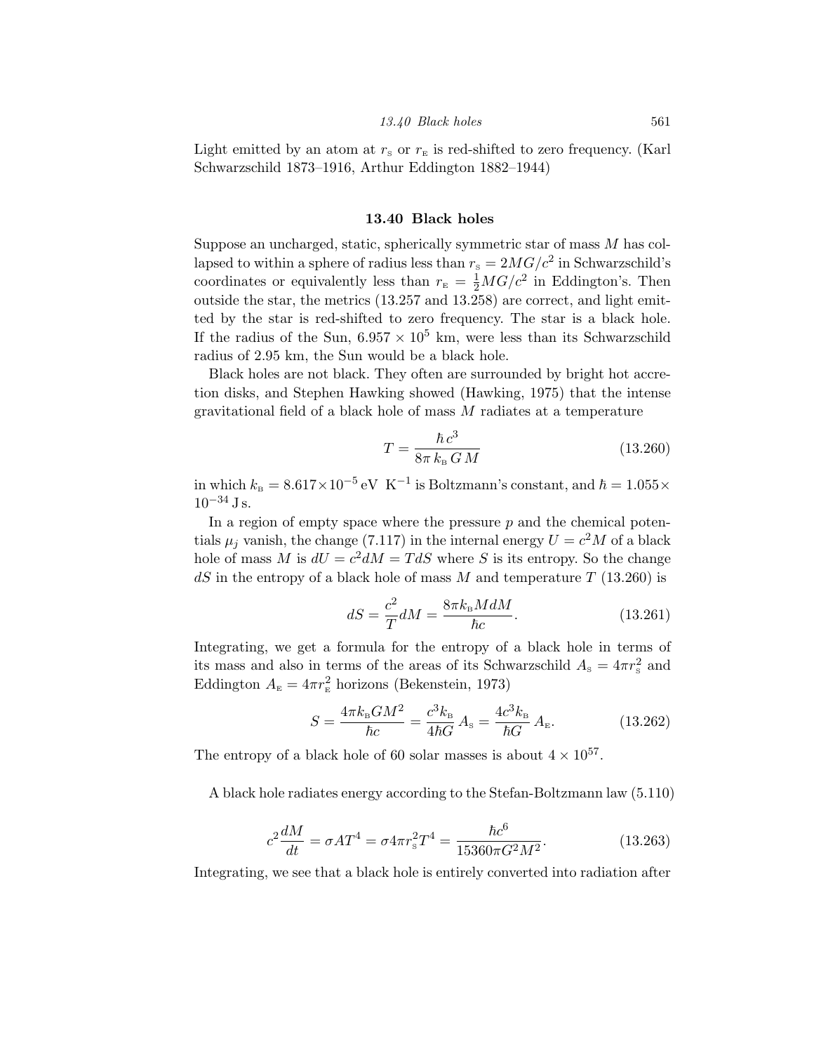Light emitted by an atom at $r_{\text{S}}$ or $r_{\text{E}}$ is red-shifted to zero frequency. (Karl Schwarzschild 1873–1916, Arthur Eddington 1882–1944)

## 13.40 Black holes

Suppose an uncharged, static, spherically symmetric star of mass $M$ has collapsed to within a sphere of radius less than $r_{\text{S}} = 2MG/c^2$ in Schwarzschild's coordinates or equivalently less than $r_{\text{E}} = \frac{1}{2}MG/c^2$ in Eddington's. Then outside the star, the metrics (13.257 and 13.258) are correct, and light emitted by the star is red-shifted to zero frequency. The star is a black hole. If the radius of the Sun, $6.957 \times 10^5$ km, were less than its Schwarzschild radius of 2.95 km, the Sun would be a black hole.

Black holes are not black. They often are surrounded by bright hot accretion disks, and Stephen Hawking showed (Hawking, 1975) that the intense gravitational field of a black hole of mass $M$ radiates at a temperature

$$T = \frac{\hbar\, c^3}{8\pi\, k_{\text{B}}\, G\, M} \tag{13.260}$$

in which $k_{\text{B}} = 8.617 \times 10^{-5}\,\text{eV K}^{-1}$ is Boltzmann's constant, and $\hbar = 1.055 \times 10^{-34}\,\text{J s}$.

In a region of empty space where the pressure $p$ and the chemical potentials $\mu_j$ vanish, the change (7.117) in the internal energy $U = c^2 M$ of a black hole of mass $M$ is $dU = c^2 dM = T dS$ where $S$ is its entropy. So the change $dS$ in the entropy of a black hole of mass $M$ and temperature $T$ (13.260) is

$$dS = \frac{c^2}{T} dM = \frac{8\pi k_{\text{B}} M dM}{\hbar c}. \tag{13.261}$$

Integrating, we get a formula for the entropy of a black hole in terms of its mass and also in terms of the areas of its Schwarzschild $A_{\text{S}} = 4\pi r_{\text{S}}^2$ and Eddington $A_{\text{E}} = 4\pi r_{\text{E}}^2$ horizons (Bekenstein, 1973)

$$S = \frac{4\pi k_{\text{B}} G M^2}{\hbar c} = \frac{c^3 k_{\text{B}}}{4\hbar G}\, A_{\text{S}} = \frac{4 c^3 k_{\text{B}}}{\hbar G}\, A_{\text{E}}. \tag{13.262}$$

The entropy of a black hole of 60 solar masses is about $4 \times 10^{57}$.

A black hole radiates energy according to the Stefan-Boltzmann law (5.110)

$$c^2 \frac{dM}{dt} = \sigma A T^4 = \sigma 4\pi r_{\text{S}}^2 T^4 = \frac{\hbar c^6}{15360 \pi G^2 M^2}. \tag{13.263}$$

Integrating, we see that a black hole is entirely converted into radiation after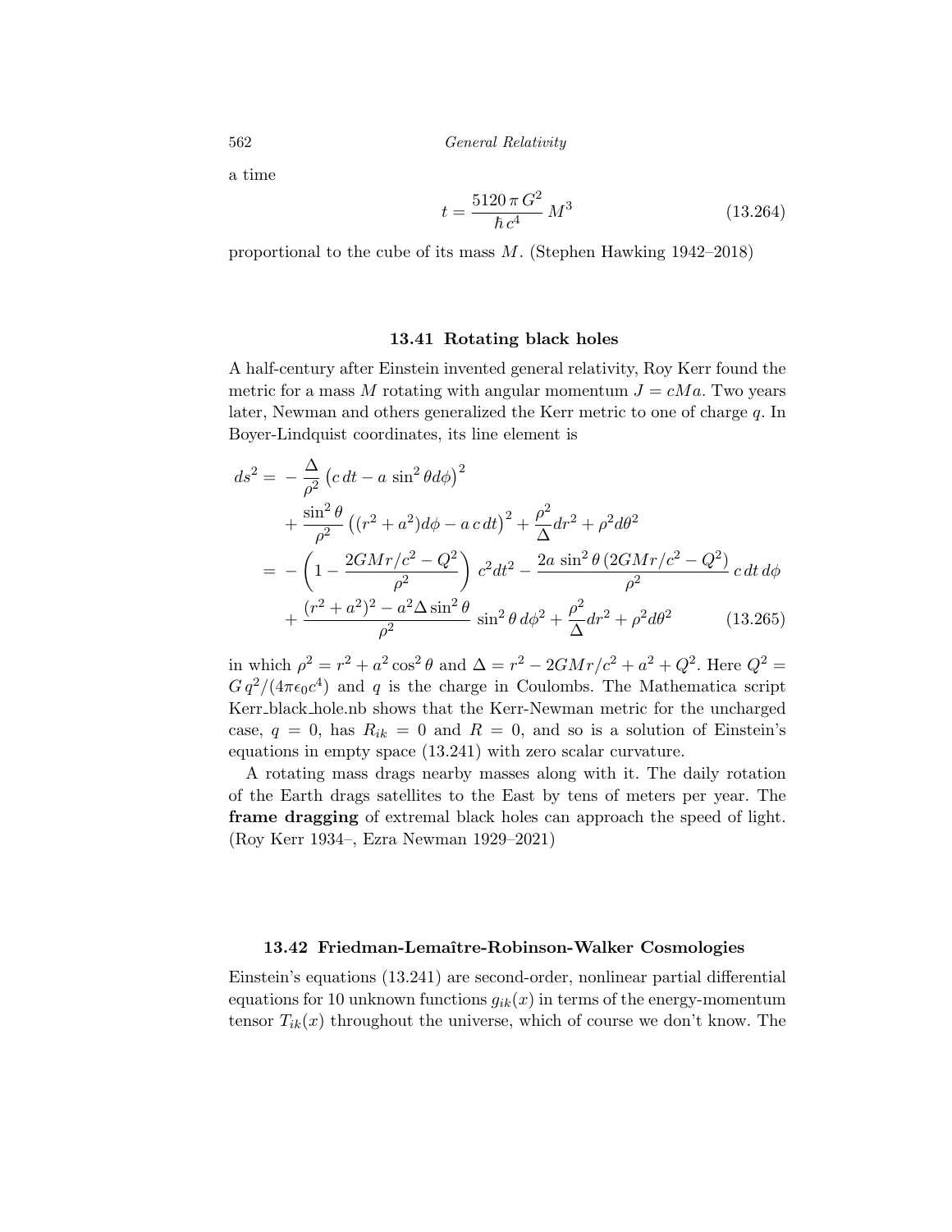a time

$$t = \frac{5120\,\pi\,G^2}{\hbar\,c^4}\,M^3 \tag{13.264}$$

proportional to the cube of its mass $M$. (Stephen Hawking 1942–2018)

## 13.41 Rotating black holes

A half-century after Einstein invented general relativity, Roy Kerr found the metric for a mass $M$ rotating with angular momentum $J = cMa$. Two years later, Newman and others generalized the Kerr metric to one of charge $q$. In Boyer-Lindquist coordinates, its line element is

$$\begin{aligned}
ds^2 =& -\frac{\Delta}{\rho^2}\left(c\,dt - a\,\sin^2\theta d\phi\right)^2 \\
&+ \frac{\sin^2\theta}{\rho^2}\left((r^2+a^2)d\phi - a\,c\,dt\right)^2 + \frac{\rho^2}{\Delta}dr^2 + \rho^2 d\theta^2 \\
=& -\left(1 - \frac{2GMr/c^2 - Q^2}{\rho^2}\right)\,c^2dt^2 - \frac{2a\,\sin^2\theta\,(2GMr/c^2 - Q^2)}{\rho^2}\,c\,dt\,d\phi \\
&+ \frac{(r^2+a^2)^2 - a^2\Delta\sin^2\theta}{\rho^2}\,\sin^2\theta\,d\phi^2 + \frac{\rho^2}{\Delta}dr^2 + \rho^2 d\theta^2
\end{aligned} \tag{13.265}$$

in which $\rho^2 = r^2 + a^2\cos^2\theta$ and $\Delta = r^2 - 2GMr/c^2 + a^2 + Q^2$. Here $Q^2 = G\,q^2/(4\pi\epsilon_0 c^4)$ and $q$ is the charge in Coulombs. The Mathematica script Kerr_black_hole.nb shows that the Kerr-Newman metric for the uncharged case, $q = 0$, has $R_{ik} = 0$ and $R = 0$, and so is a solution of Einstein's equations in empty space (13.241) with zero scalar curvature.

A rotating mass drags nearby masses along with it. The daily rotation of the Earth drags satellites to the East by tens of meters per year. The **frame dragging** of extremal black holes can approach the speed of light. (Roy Kerr 1934–, Ezra Newman 1929–2021)

## 13.42 Friedman-Lemaître-Robinson-Walker Cosmologies

Einstein's equations (13.241) are second-order, nonlinear partial differential equations for 10 unknown functions $g_{ik}(x)$ in terms of the energy-momentum tensor $T_{ik}(x)$ throughout the universe, which of course we don't know. The